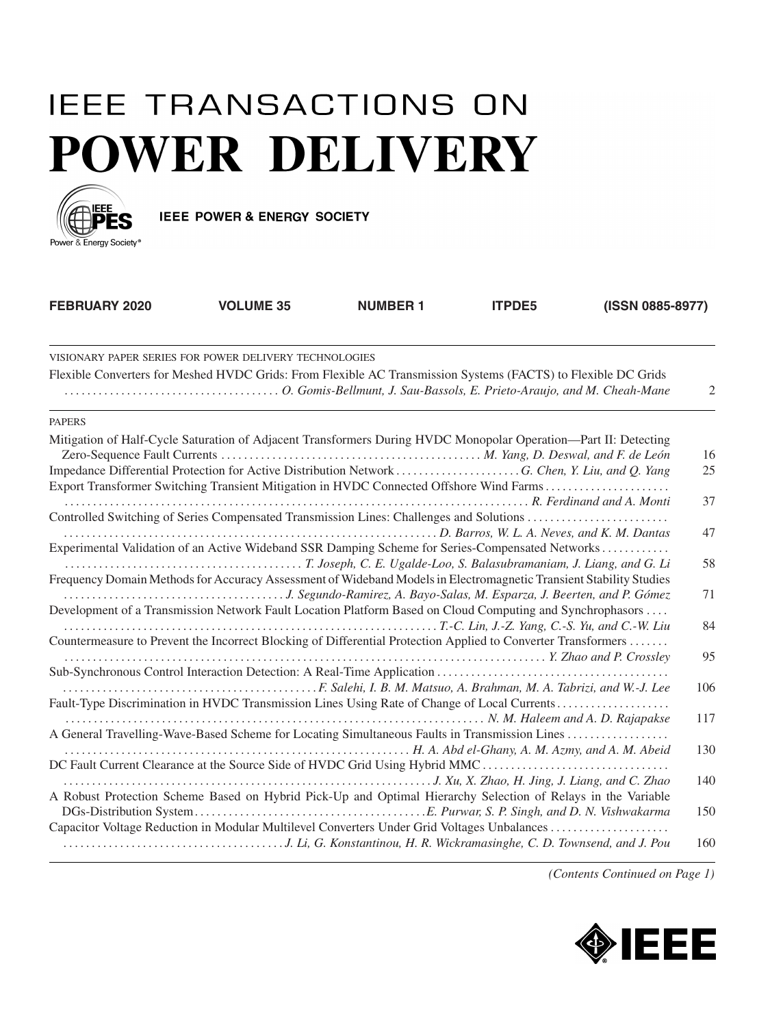# IEEE TRANSACTIONS ON
# POWER DELIVERY

IEEE POWER & ENERGY SOCIETY

**FEBRUARY 2020 VOLUME 35 NUMBER 1 ITPDE5 (ISSN 0885-8977)**

---

VISIONARY PAPER SERIES FOR POWER DELIVERY TECHNOLOGIES

Flexible Converters for Meshed HVDC Grids: From Flexible AC Transmission Systems (FACTS) to Flexible DC Grids
. . . . . . . . . . . . . . . . . . . . . . . . . . . . . . . . . . . . . . *O. Gomis-Bellmunt, J. Sau-Bassols, E. Prieto-Araujo, and M. Cheah-Mane* 2

---

PAPERS

Mitigation of Half-Cycle Saturation of Adjacent Transformers During HVDC Monopolar Operation—Part II: Detecting Zero-Sequence Fault Currents . . . . . . . . . . . . . . . . . . . . . . . . . . . . . . . . . . . . . . . . . . . . *M. Yang, D. Deswal, and F. de León* 16

Impedance Differential Protection for Active Distribution Network . . . . . . . . . . . . . . . . . . . . . . *G. Chen, Y. Liu, and Q. Yang* 25

Export Transformer Switching Transient Mitigation in HVDC Connected Offshore Wind Farms . . . . . . . . . . . . . . . . . . . . . .
. . . . . . . . . . . . . . . . . . . . . . . . . . . . . . . . . . . . . . . . . . . . . . . . . . . . . . . . . . . . . . . . . . . . . . . . . . . . . *R. Ferdinand and A. Monti* 37

Controlled Switching of Series Compensated Transmission Lines: Challenges and Solutions . . . . . . . . . . . . . . . . . . . . . . . . .
. . . . . . . . . . . . . . . . . . . . . . . . . . . . . . . . . . . . . . . . . . . . . . . . . . . . . . . . . . . . *D. Barros, W. L. A. Neves, and K. M. Dantas* 47

Experimental Validation of an Active Wideband SSR Damping Scheme for Series-Compensated Networks . . . . . . . . . . . .
. . . . . . . . . . . . . . . . . . . . . . . . . . . . . . . . . . . . . . . . *T. Joseph, C. E. Ugalde-Loo, S. Balasubramaniam, J. Liang, and G. Li* 58

Frequency Domain Methods for Accuracy Assessment of Wideband Models in Electromagnetic Transient Stability Studies
. . . . . . . . . . . . . . . . . . . . . . . . . . . . . . . . . . . . . . *J. Segundo-Ramirez, A. Bayo-Salas, M. Esparza, J. Beerten, and P. Gómez* 71

Development of a Transmission Network Fault Location Platform Based on Cloud Computing and Synchrophasors . . . .
. . . . . . . . . . . . . . . . . . . . . . . . . . . . . . . . . . . . . . . . . . . . . . . . . . . . . . . . . . . . . . . . *T.-C. Lin, J.-Z. Yang, C.-S. Yu, and C.-W. Liu* 84

Countermeasure to Prevent the Incorrect Blocking of Differential Protection Applied to Converter Transformers . . . . . . .
. . . . . . . . . . . . . . . . . . . . . . . . . . . . . . . . . . . . . . . . . . . . . . . . . . . . . . . . . . . . . . . . . . . . . . . . . . . . . . . . *Y. Zhao and P. Crossley* 95

Sub-Synchronous Control Interaction Detection: A Real-Time Application . . . . . . . . . . . . . . . . . . . . . . . . . . . . . . . . . . . . . . . .
. . . . . . . . . . . . . . . . . . . . . . . . . . . . . . . . . . . . . . . . . . . *F. Salehi, I. B. M. Matsuo, A. Brahman, M. A. Tabrizi, and W.-J. Lee* 106

Fault-Type Discrimination in HVDC Transmission Lines Using Rate of Change of Local Currents . . . . . . . . . . . . . . . . . . .
. . . . . . . . . . . . . . . . . . . . . . . . . . . . . . . . . . . . . . . . . . . . . . . . . . . . . . . . . . . . . . . . . . . . . . . *N. M. Haleem and A. D. Rajapakse* 117

A General Travelling-Wave-Based Scheme for Locating Simultaneous Faults in Transmission Lines . . . . . . . . . . . . . . . . .
. . . . . . . . . . . . . . . . . . . . . . . . . . . . . . . . . . . . . . . . . . . . . . . . . . . . . . . . . . . . *H. A. Abd el-Ghany, A. M. Azmy, and A. M. Abeid* 130

DC Fault Current Clearance at the Source Side of HVDC Grid Using Hybrid MMC . . . . . . . . . . . . . . . . . . . . . . . . . . . . . . . .
. . . . . . . . . . . . . . . . . . . . . . . . . . . . . . . . . . . . . . . . . . . . . . . . . . . . . . . . . . . . . . . . *J. Xu, X. Zhao, H. Jing, J. Liang, and C. Zhao* 140

A Robust Protection Scheme Based on Hybrid Pick-Up and Optimal Hierarchy Selection of Relays in the Variable DGs-Distribution System . . . . . . . . . . . . . . . . . . . . . . . . . . . . . . . . . . . . . . . . *E. Purwar, S. P. Singh, and D. N. Vishwakarma* 150

Capacitor Voltage Reduction in Modular Multilevel Converters Under Grid Voltages Unbalances . . . . . . . . . . . . . . . . . . . .
. . . . . . . . . . . . . . . . . . . . . . . . . . . . . . . . . . . . . . *J. Li, G. Konstantinou, H. R. Wickramasinghe, C. D. Townsend, and J. Pou* 160

---

*(Contents Continued on Page 1)*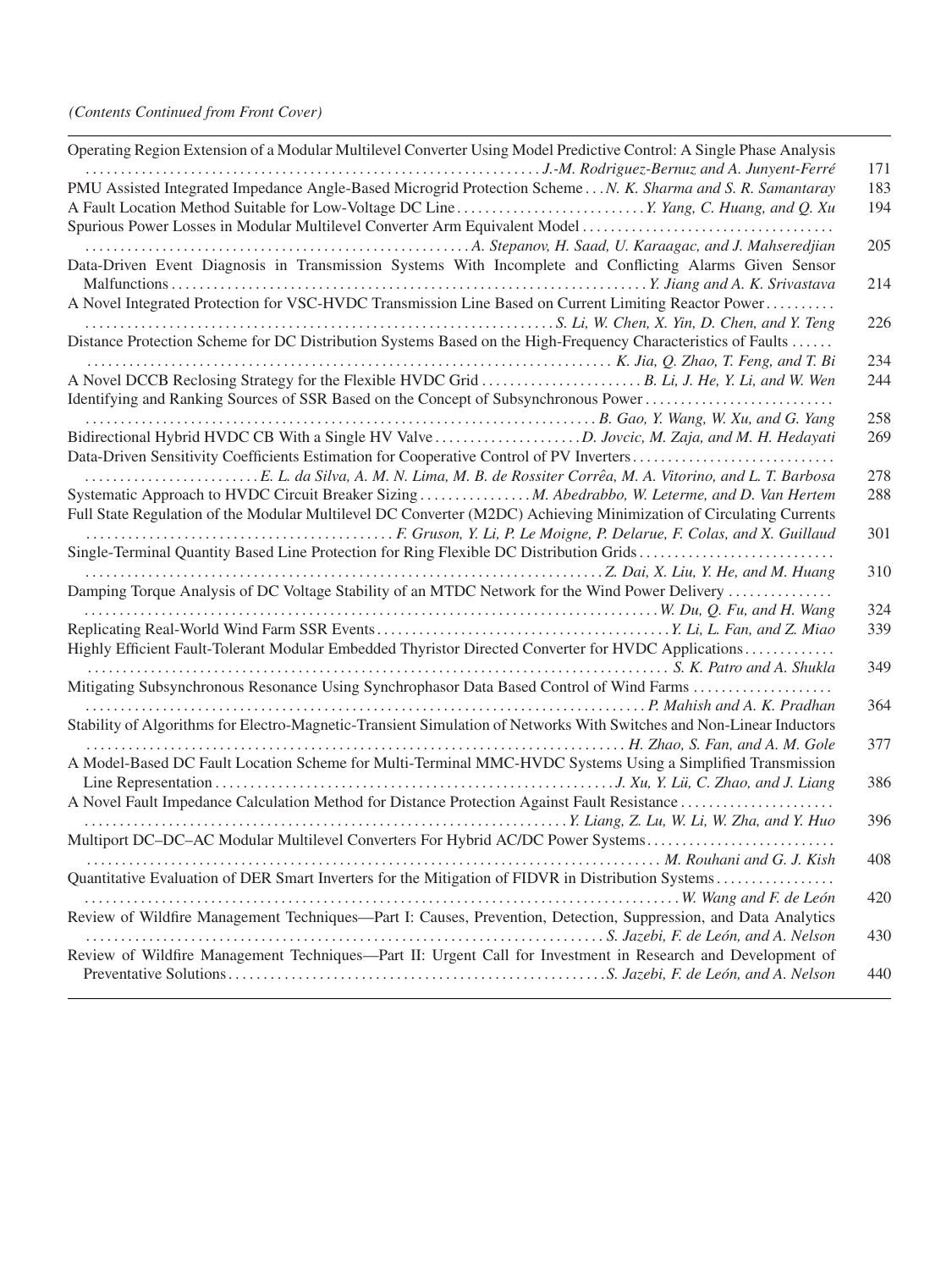*(Contents Continued from Front Cover)*

| | |
|---|---|
| Operating Region Extension of a Modular Multilevel Converter Using Model Predictive Control: A Single Phase Analysis . . . *J.-M. Rodriguez-Bernuz and A. Junyent-Ferré* | 171 |
| PMU Assisted Integrated Impedance Angle-Based Microgrid Protection Scheme . . . *N. K. Sharma and S. R. Samantaray* | 183 |
| A Fault Location Method Suitable for Low-Voltage DC Line . . . *Y. Yang, C. Huang, and Q. Xu* | 194 |
| Spurious Power Losses in Modular Multilevel Converter Arm Equivalent Model . . . *A. Stepanov, H. Saad, U. Karaagac, and J. Mahseredjian* | 205 |
| Data-Driven Event Diagnosis in Transmission Systems With Incomplete and Conflicting Alarms Given Sensor Malfunctions . . . *Y. Jiang and A. K. Srivastava* | 214 |
| A Novel Integrated Protection for VSC-HVDC Transmission Line Based on Current Limiting Reactor Power . . . *S. Li, W. Chen, X. Yin, D. Chen, and Y. Teng* | 226 |
| Distance Protection Scheme for DC Distribution Systems Based on the High-Frequency Characteristics of Faults . . . *K. Jia, Q. Zhao, T. Feng, and T. Bi* | 234 |
| A Novel DCCB Reclosing Strategy for the Flexible HVDC Grid . . . *B. Li, J. He, Y. Li, and W. Wen* | 244 |
| Identifying and Ranking Sources of SSR Based on the Concept of Subsynchronous Power . . . *B. Gao, Y. Wang, W. Xu, and G. Yang* | 258 |
| Bidirectional Hybrid HVDC CB With a Single HV Valve . . . *D. Jovcic, M. Zaja, and M. H. Hedayati* | 269 |
| Data-Driven Sensitivity Coefficients Estimation for Cooperative Control of PV Inverters . . . *E. L. da Silva, A. M. N. Lima, M. B. de Rossiter Corrêa, M. A. Vitorino, and L. T. Barbosa* | 278 |
| Systematic Approach to HVDC Circuit Breaker Sizing . . . *M. Abedrabbo, W. Leterme, and D. Van Hertem* | 288 |
| Full State Regulation of the Modular Multilevel DC Converter (M2DC) Achieving Minimization of Circulating Currents . . . *F. Gruson, Y. Li, P. Le Moigne, P. Delarue, F. Colas, and X. Guillaud* | 301 |
| Single-Terminal Quantity Based Line Protection for Ring Flexible DC Distribution Grids . . . *Z. Dai, X. Liu, Y. He, and M. Huang* | 310 |
| Damping Torque Analysis of DC Voltage Stability of an MTDC Network for the Wind Power Delivery . . . *W. Du, Q. Fu, and H. Wang* | 324 |
| Replicating Real-World Wind Farm SSR Events . . . *Y. Li, L. Fan, and Z. Miao* | 339 |
| Highly Efficient Fault-Tolerant Modular Embedded Thyristor Directed Converter for HVDC Applications . . . *S. K. Patro and A. Shukla* | 349 |
| Mitigating Subsynchronous Resonance Using Synchrophasor Data Based Control of Wind Farms . . . *P. Mahish and A. K. Pradhan* | 364 |
| Stability of Algorithms for Electro-Magnetic-Transient Simulation of Networks With Switches and Non-Linear Inductors . . . *H. Zhao, S. Fan, and A. M. Gole* | 377 |
| A Model-Based DC Fault Location Scheme for Multi-Terminal MMC-HVDC Systems Using a Simplified Transmission Line Representation . . . *J. Xu, Y. Lü, C. Zhao, and J. Liang* | 386 |
| A Novel Fault Impedance Calculation Method for Distance Protection Against Fault Resistance . . . *Y. Liang, Z. Lu, W. Li, W. Zha, and Y. Huo* | 396 |
| Multiport DC–DC–AC Modular Multilevel Converters For Hybrid AC/DC Power Systems . . . *M. Rouhani and G. J. Kish* | 408 |
| Quantitative Evaluation of DER Smart Inverters for the Mitigation of FIDVR in Distribution Systems . . . *W. Wang and F. de León* | 420 |
| Review of Wildfire Management Techniques—Part I: Causes, Prevention, Detection, Suppression, and Data Analytics . . . *S. Jazebi, F. de León, and A. Nelson* | 430 |
| Review of Wildfire Management Techniques—Part II: Urgent Call for Investment in Research and Development of Preventative Solutions . . . *S. Jazebi, F. de León, and A. Nelson* | 440 |